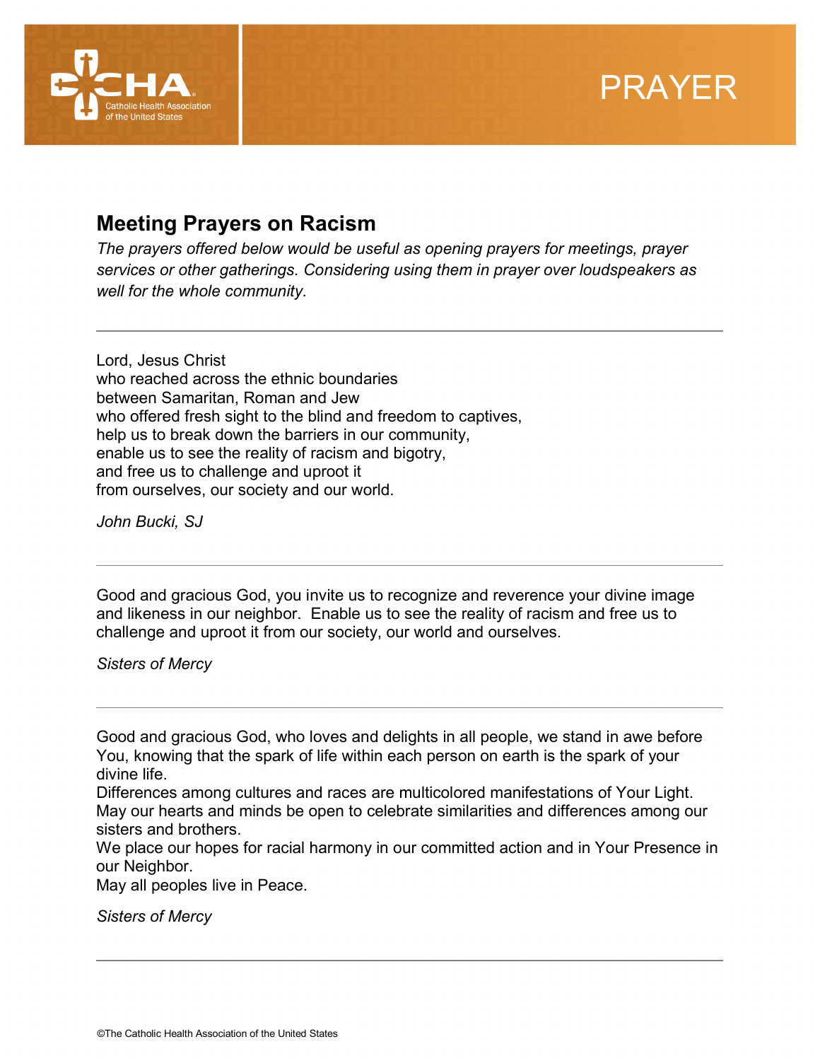# PRAYER

## Meeting Prayers on Racism

*The prayers offered below would be useful as opening prayers for meetings, prayer services or other gatherings. Considering using them in prayer over loudspeakers as well for the whole community.*

---

Lord, Jesus Christ
who reached across the ethnic boundaries
between Samaritan, Roman and Jew
who offered fresh sight to the blind and freedom to captives,
help us to break down the barriers in our community,
enable us to see the reality of racism and bigotry,
and free us to challenge and uproot it
from ourselves, our society and our world.

*John Bucki, SJ*

---

Good and gracious God, you invite us to recognize and reverence your divine image and likeness in our neighbor. Enable us to see the reality of racism and free us to challenge and uproot it from our society, our world and ourselves.

*Sisters of Mercy*

---

Good and gracious God, who loves and delights in all people, we stand in awe before You, knowing that the spark of life within each person on earth is the spark of your divine life.
Differences among cultures and races are multicolored manifestations of Your Light.
May our hearts and minds be open to celebrate similarities and differences among our sisters and brothers.
We place our hopes for racial harmony in our committed action and in Your Presence in our Neighbor.
May all peoples live in Peace.

*Sisters of Mercy*

---

©The Catholic Health Association of the United States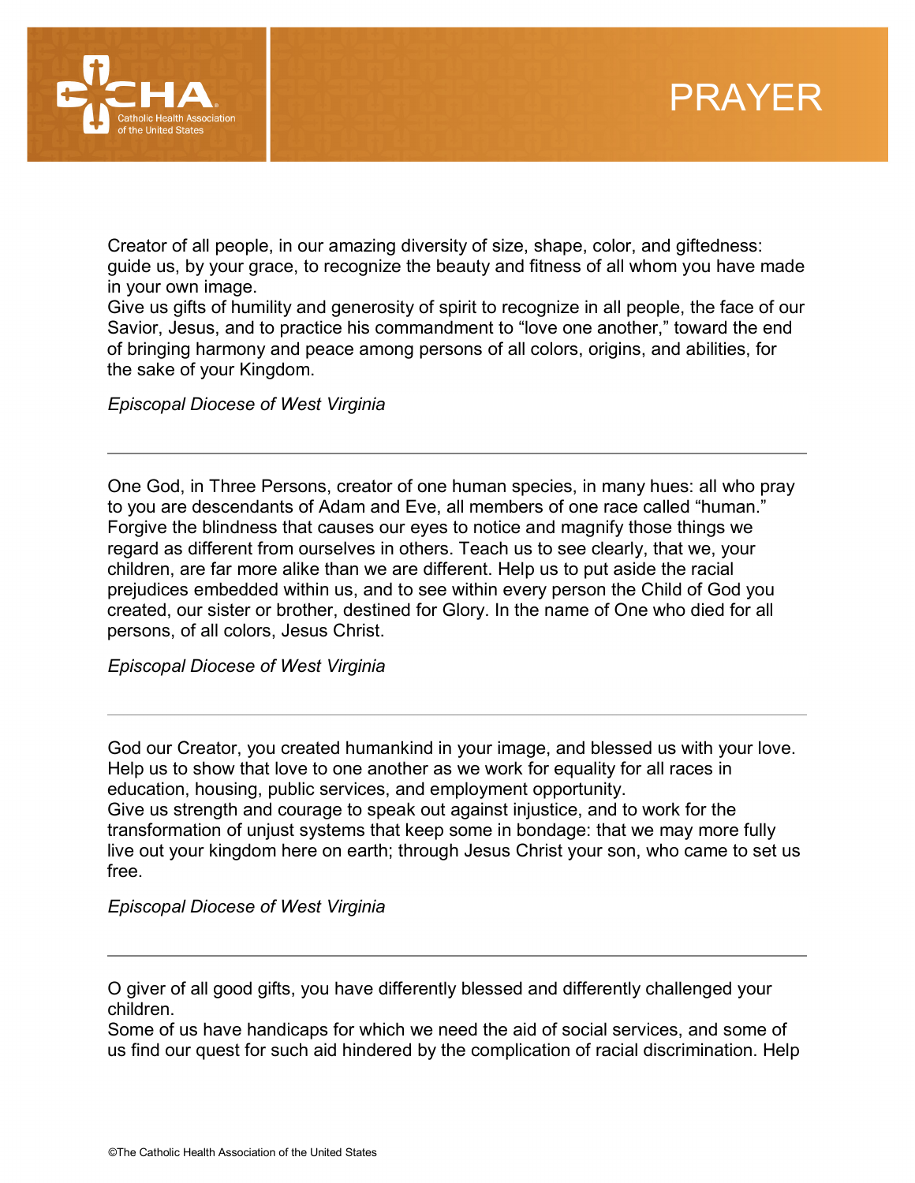# PRAYER

Creator of all people, in our amazing diversity of size, shape, color, and giftedness: guide us, by your grace, to recognize the beauty and fitness of all whom you have made in your own image.
Give us gifts of humility and generosity of spirit to recognize in all people, the face of our Savior, Jesus, and to practice his commandment to "love one another," toward the end of bringing harmony and peace among persons of all colors, origins, and abilities, for the sake of your Kingdom.

*Episcopal Diocese of West Virginia*

---

One God, in Three Persons, creator of one human species, in many hues: all who pray to you are descendants of Adam and Eve, all members of one race called "human." Forgive the blindness that causes our eyes to notice and magnify those things we regard as different from ourselves in others. Teach us to see clearly, that we, your children, are far more alike than we are different. Help us to put aside the racial prejudices embedded within us, and to see within every person the Child of God you created, our sister or brother, destined for Glory. In the name of One who died for all persons, of all colors, Jesus Christ.

*Episcopal Diocese of West Virginia*

---

God our Creator, you created humankind in your image, and blessed us with your love. Help us to show that love to one another as we work for equality for all races in education, housing, public services, and employment opportunity.
Give us strength and courage to speak out against injustice, and to work for the transformation of unjust systems that keep some in bondage: that we may more fully live out your kingdom here on earth; through Jesus Christ your son, who came to set us free.

*Episcopal Diocese of West Virginia*

---

O giver of all good gifts, you have differently blessed and differently challenged your children.
Some of us have handicaps for which we need the aid of social services, and some of us find our quest for such aid hindered by the complication of racial discrimination. Help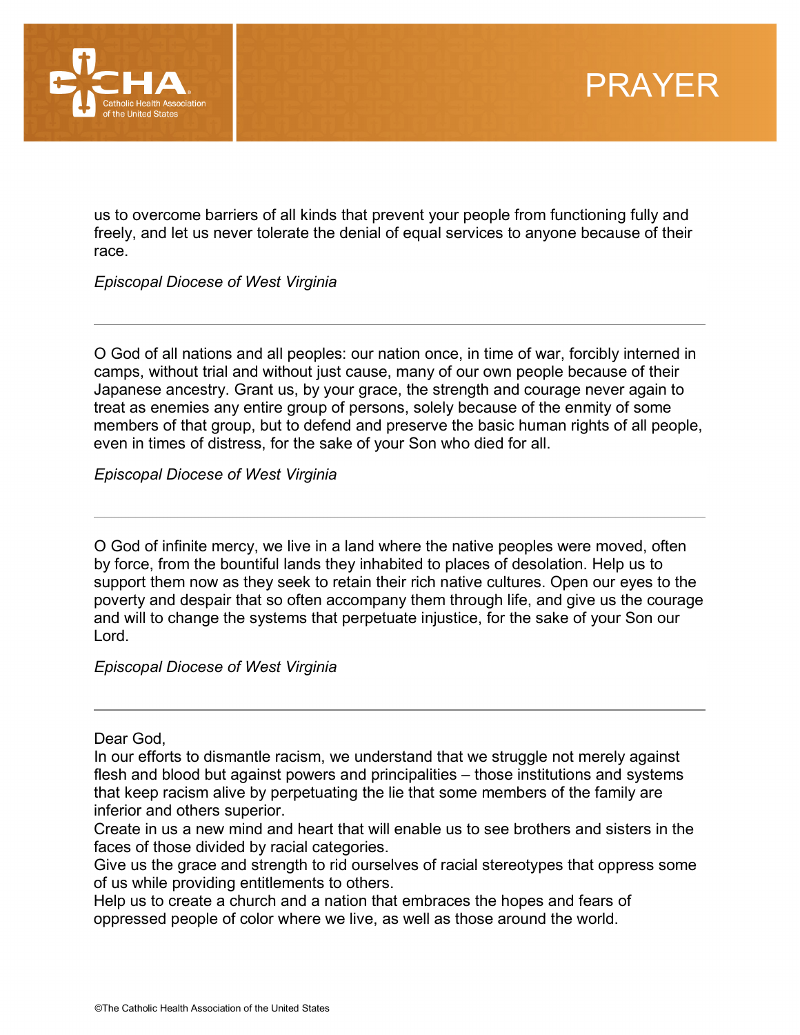us to overcome barriers of all kinds that prevent your people from functioning fully and freely, and let us never tolerate the denial of equal services to anyone because of their race.

*Episcopal Diocese of West Virginia*

---

O God of all nations and all peoples: our nation once, in time of war, forcibly interned in camps, without trial and without just cause, many of our own people because of their Japanese ancestry. Grant us, by your grace, the strength and courage never again to treat as enemies any entire group of persons, solely because of the enmity of some members of that group, but to defend and preserve the basic human rights of all people, even in times of distress, for the sake of your Son who died for all.

*Episcopal Diocese of West Virginia*

---

O God of infinite mercy, we live in a land where the native peoples were moved, often by force, from the bountiful lands they inhabited to places of desolation. Help us to support them now as they seek to retain their rich native cultures. Open our eyes to the poverty and despair that so often accompany them through life, and give us the courage and will to change the systems that perpetuate injustice, for the sake of your Son our Lord.

*Episcopal Diocese of West Virginia*

---

Dear God,
In our efforts to dismantle racism, we understand that we struggle not merely against flesh and blood but against powers and principalities – those institutions and systems that keep racism alive by perpetuating the lie that some members of the family are inferior and others superior.
Create in us a new mind and heart that will enable us to see brothers and sisters in the faces of those divided by racial categories.
Give us the grace and strength to rid ourselves of racial stereotypes that oppress some of us while providing entitlements to others.
Help us to create a church and a nation that embraces the hopes and fears of oppressed people of color where we live, as well as those around the world.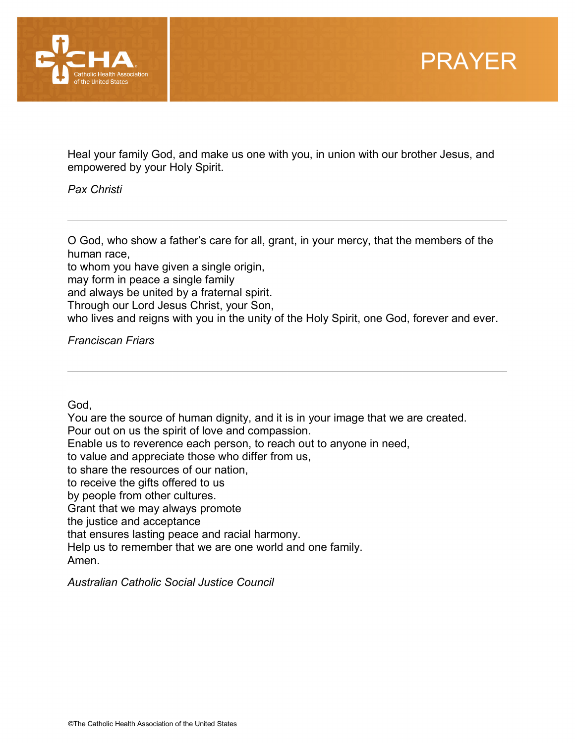# PRAYER

Heal your family God, and make us one with you, in union with our brother Jesus, and empowered by your Holy Spirit.

*Pax Christi*

---

O God, who show a father's care for all, grant, in your mercy, that the members of the human race,
to whom you have given a single origin,
may form in peace a single family
and always be united by a fraternal spirit.
Through our Lord Jesus Christ, your Son,
who lives and reigns with you in the unity of the Holy Spirit, one God, forever and ever.

*Franciscan Friars*

---

God,
You are the source of human dignity, and it is in your image that we are created.
Pour out on us the spirit of love and compassion.
Enable us to reverence each person, to reach out to anyone in need,
to value and appreciate those who differ from us,
to share the resources of our nation,
to receive the gifts offered to us
by people from other cultures.
Grant that we may always promote
the justice and acceptance
that ensures lasting peace and racial harmony.
Help us to remember that we are one world and one family.
Amen.

*Australian Catholic Social Justice Council*

©The Catholic Health Association of the United States